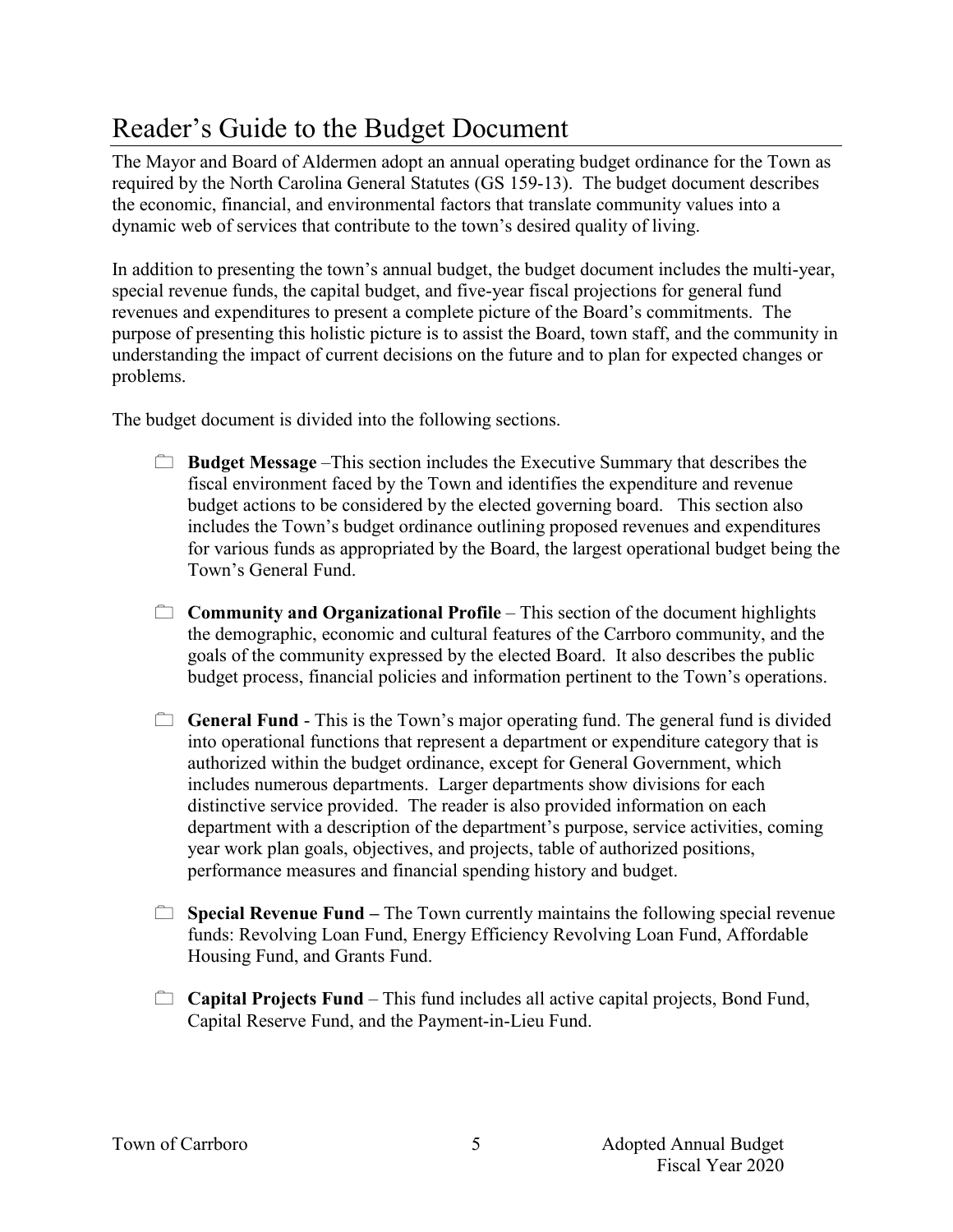# Reader's Guide to the Budget Document

The Mayor and Board of Aldermen adopt an annual operating budget ordinance for the Town as required by the North Carolina General Statutes (GS 159-13). The budget document describes the economic, financial, and environmental factors that translate community values into a dynamic web of services that contribute to the town's desired quality of living.

In addition to presenting the town's annual budget, the budget document includes the multi-year, special revenue funds, the capital budget, and five-year fiscal projections for general fund revenues and expenditures to present a complete picture of the Board's commitments. The purpose of presenting this holistic picture is to assist the Board, town staff, and the community in understanding the impact of current decisions on the future and to plan for expected changes or problems.

The budget document is divided into the following sections.

- **Budget Message** –This section includes the Executive Summary that describes the fiscal environment faced by the Town and identifies the expenditure and revenue budget actions to be considered by the elected governing board. This section also includes the Town's budget ordinance outlining proposed revenues and expenditures for various funds as appropriated by the Board, the largest operational budget being the Town's General Fund.

- **Community and Organizational Profile** – This section of the document highlights the demographic, economic and cultural features of the Carrboro community, and the goals of the community expressed by the elected Board. It also describes the public budget process, financial policies and information pertinent to the Town's operations.

- **General Fund** - This is the Town's major operating fund. The general fund is divided into operational functions that represent a department or expenditure category that is authorized within the budget ordinance, except for General Government, which includes numerous departments. Larger departments show divisions for each distinctive service provided. The reader is also provided information on each department with a description of the department's purpose, service activities, coming year work plan goals, objectives, and projects, table of authorized positions, performance measures and financial spending history and budget.

- **Special Revenue Fund –** The Town currently maintains the following special revenue funds: Revolving Loan Fund, Energy Efficiency Revolving Loan Fund, Affordable Housing Fund, and Grants Fund.

- **Capital Projects Fund** – This fund includes all active capital projects, Bond Fund, Capital Reserve Fund, and the Payment-in-Lieu Fund.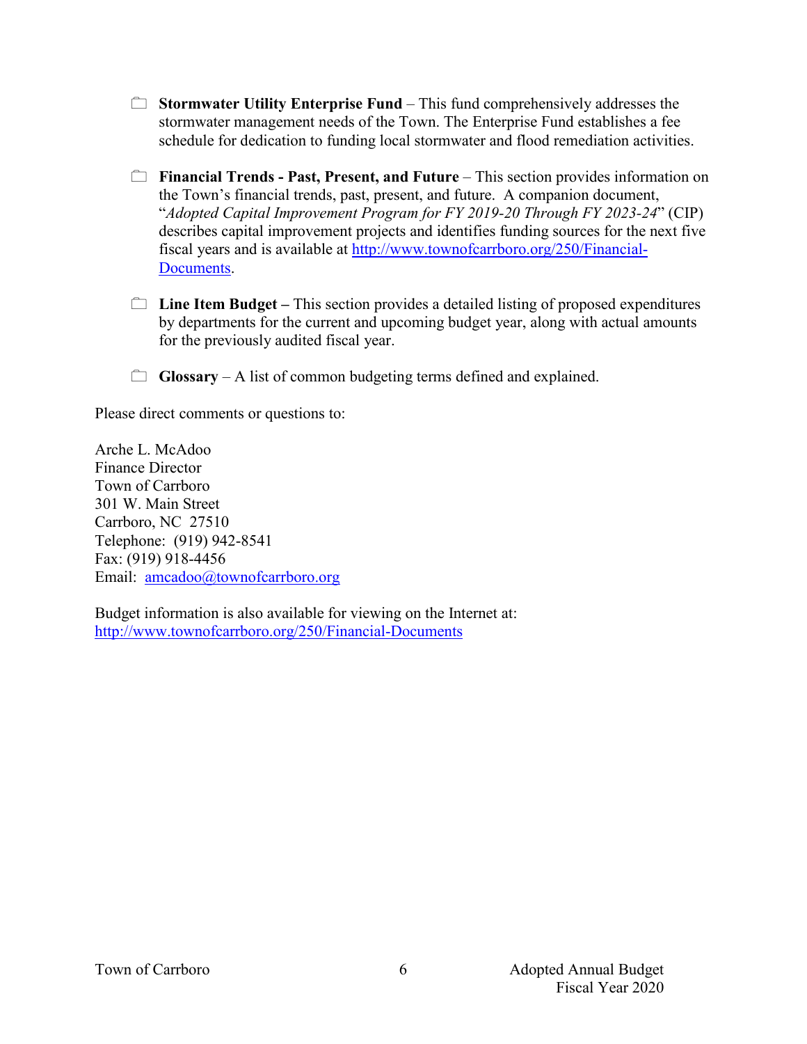- **Stormwater Utility Enterprise Fund** – This fund comprehensively addresses the stormwater management needs of the Town. The Enterprise Fund establishes a fee schedule for dedication to funding local stormwater and flood remediation activities.

- **Financial Trends - Past, Present, and Future** – This section provides information on the Town's financial trends, past, present, and future. A companion document, "*Adopted Capital Improvement Program for FY 2019-20 Through FY 2023-24*" (CIP) describes capital improvement projects and identifies funding sources for the next five fiscal years and is available at [http://www.townofcarrboro.org/250/Financial-Documents](http://www.townofcarrboro.org/250/Financial-Documents).

- **Line Item Budget –** This section provides a detailed listing of proposed expenditures by departments for the current and upcoming budget year, along with actual amounts for the previously audited fiscal year.

- **Glossary** – A list of common budgeting terms defined and explained.

Please direct comments or questions to:

Arche L. McAdoo
Finance Director
Town of Carrboro
301 W. Main Street
Carrboro, NC 27510
Telephone: (919) 942-8541
Fax: (919) 918-4456
Email: [amcadoo@townofcarrboro.org](mailto:amcadoo@townofcarrboro.org)

Budget information is also available for viewing on the Internet at:
[http://www.townofcarrboro.org/250/Financial-Documents](http://www.townofcarrboro.org/250/Financial-Documents)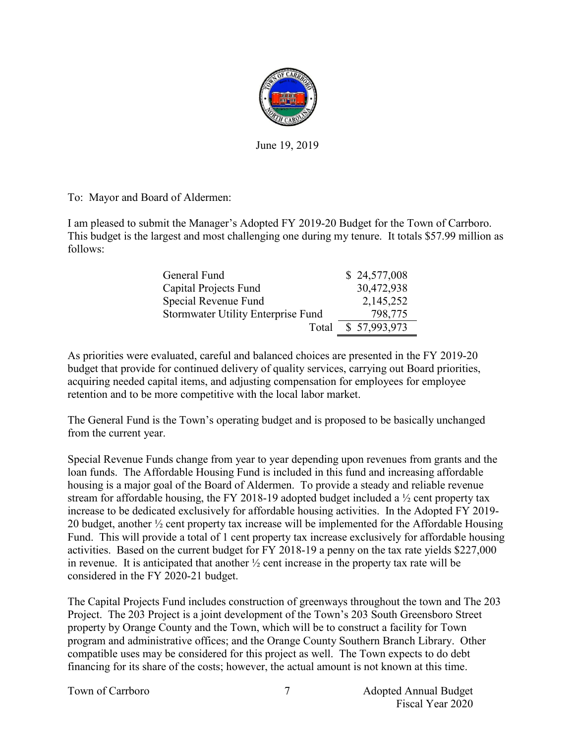June 19, 2019

To: Mayor and Board of Aldermen:

I am pleased to submit the Manager's Adopted FY 2019-20 Budget for the Town of Carrboro. This budget is the largest and most challenging one during my tenure. It totals $57.99 million as follows:

| Fund | Amount |
|---|---|
| General Fund | $ 24,577,008 |
| Capital Projects Fund | 30,472,938 |
| Special Revenue Fund | 2,145,252 |
| Stormwater Utility Enterprise Fund | 798,775 |
| Total | $ 57,993,973 |

As priorities were evaluated, careful and balanced choices are presented in the FY 2019-20 budget that provide for continued delivery of quality services, carrying out Board priorities, acquiring needed capital items, and adjusting compensation for employees for employee retention and to be more competitive with the local labor market.

The General Fund is the Town's operating budget and is proposed to be basically unchanged from the current year.

Special Revenue Funds change from year to year depending upon revenues from grants and the loan funds. The Affordable Housing Fund is included in this fund and increasing affordable housing is a major goal of the Board of Aldermen. To provide a steady and reliable revenue stream for affordable housing, the FY 2018-19 adopted budget included a ½ cent property tax increase to be dedicated exclusively for affordable housing activities. In the Adopted FY 2019-20 budget, another ½ cent property tax increase will be implemented for the Affordable Housing Fund. This will provide a total of 1 cent property tax increase exclusively for affordable housing activities. Based on the current budget for FY 2018-19 a penny on the tax rate yields $227,000 in revenue. It is anticipated that another ½ cent increase in the property tax rate will be considered in the FY 2020-21 budget.

The Capital Projects Fund includes construction of greenways throughout the town and The 203 Project. The 203 Project is a joint development of the Town's 203 South Greensboro Street property by Orange County and the Town, which will be to construct a facility for Town program and administrative offices; and the Orange County Southern Branch Library. Other compatible uses may be considered for this project as well. The Town expects to do debt financing for its share of the costs; however, the actual amount is not known at this time.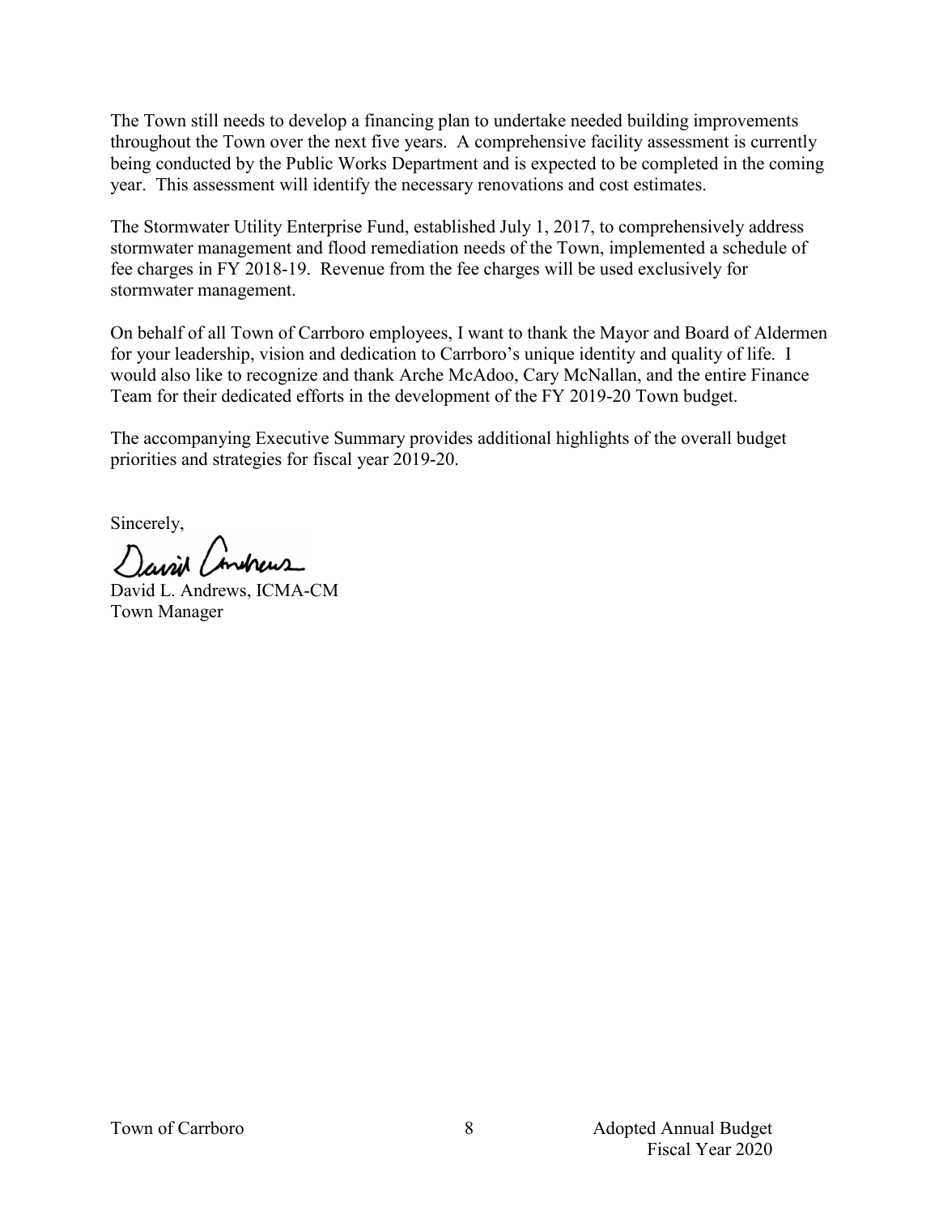The Town still needs to develop a financing plan to undertake needed building improvements throughout the Town over the next five years. A comprehensive facility assessment is currently being conducted by the Public Works Department and is expected to be completed in the coming year. This assessment will identify the necessary renovations and cost estimates.

The Stormwater Utility Enterprise Fund, established July 1, 2017, to comprehensively address stormwater management and flood remediation needs of the Town, implemented a schedule of fee charges in FY 2018-19. Revenue from the fee charges will be used exclusively for stormwater management.

On behalf of all Town of Carrboro employees, I want to thank the Mayor and Board of Aldermen for your leadership, vision and dedication to Carrboro's unique identity and quality of life. I would also like to recognize and thank Arche McAdoo, Cary McNallan, and the entire Finance Team for their dedicated efforts in the development of the FY 2019-20 Town budget.

The accompanying Executive Summary provides additional highlights of the overall budget priorities and strategies for fiscal year 2019-20.

Sincerely,

David L. Andrews, ICMA-CM
Town Manager